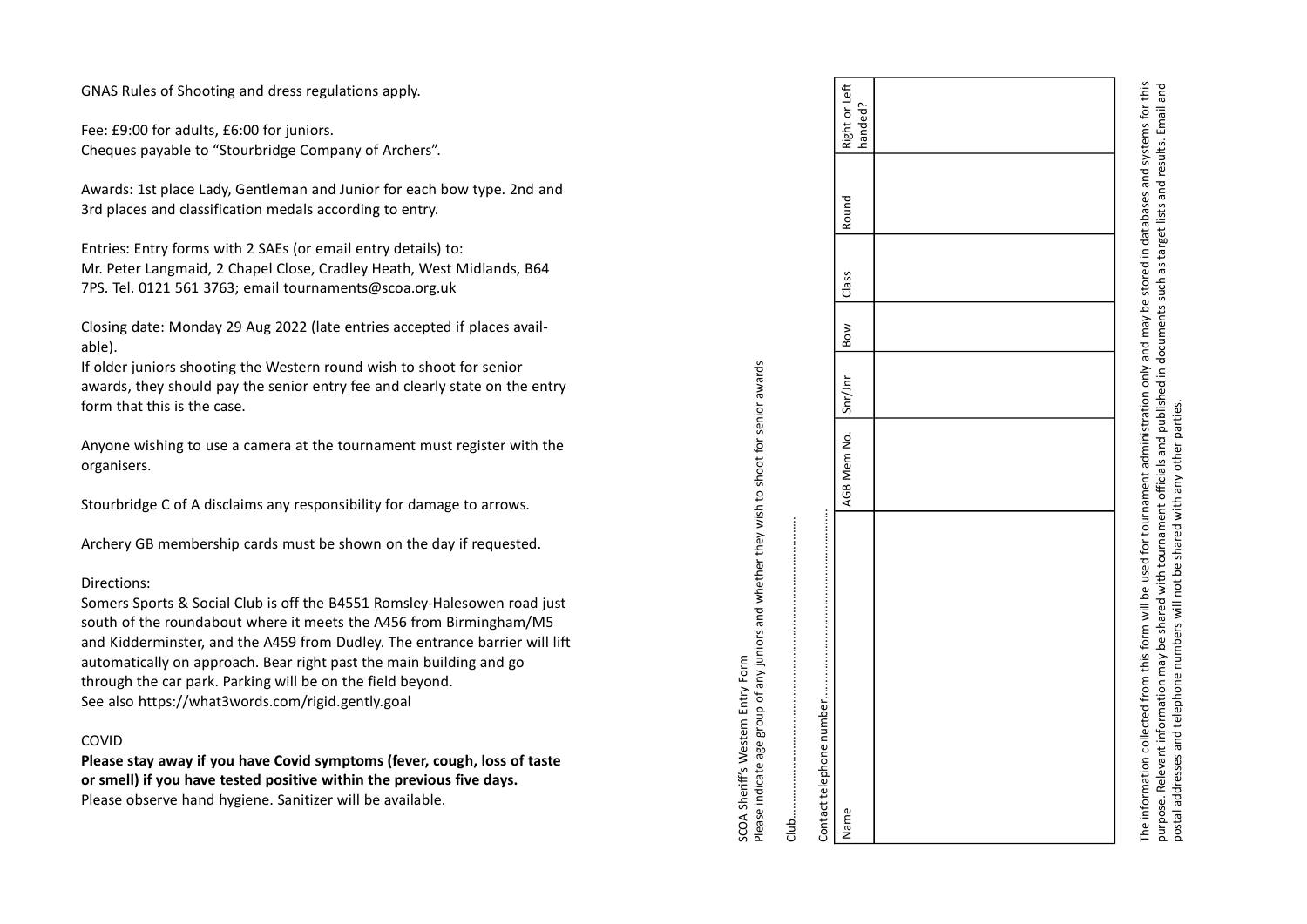GNAS Rules of Shooting and dress regulations apply.

Fee: £9:00 for adults, £6:00 for juniors.
Cheques payable to "Stourbridge Company of Archers".

Awards: 1st place Lady, Gentleman and Junior for each bow type. 2nd and 3rd places and classification medals according to entry.

Entries: Entry forms with 2 SAEs (or email entry details) to:
Mr. Peter Langmaid, 2 Chapel Close, Cradley Heath, West Midlands, B64 7PS. Tel. 0121 561 3763; email tournaments@scoa.org.uk

Closing date: Monday 29 Aug 2022 (late entries accepted if places available).
If older juniors shooting the Western round wish to shoot for senior awards, they should pay the senior entry fee and clearly state on the entry form that this is the case.

Anyone wishing to use a camera at the tournament must register with the organisers.

Stourbridge C of A disclaims any responsibility for damage to arrows.

Archery GB membership cards must be shown on the day if requested.

Directions:
Somers Sports & Social Club is off the B4551 Romsley-Halesowen road just south of the roundabout where it meets the A456 from Birmingham/M5 and Kidderminster, and the A459 from Dudley. The entrance barrier will lift automatically on approach. Bear right past the main building and go through the car park. Parking will be on the field beyond.
See also https://what3words.com/rigid.gently.goal

COVID

**Please stay away if you have Covid symptoms (fever, cough, loss of taste or smell) if you have tested positive within the previous five days.**
Please observe hand hygiene. Sanitizer will be available.

SCOA Sheriff's Western Entry Form
Please indicate age group of any juniors and whether they wish to shoot for senior awards

Club.......................................................

Contact telephone number.......................................................

| Name | AGB Mem No. | Snr/Jnr | Bow | Class | Round | Right or Left handed? |
| --- | --- | --- | --- | --- | --- | --- |
| | | | | | | |

The information collected from this form will be used for tournament administration only and may be stored in databases and systems for this purpose. Relevant information may be shared with tournament officials and published in documents such as target lists and results. Email and postal addresses and telephone numbers will not be shared with any other parties.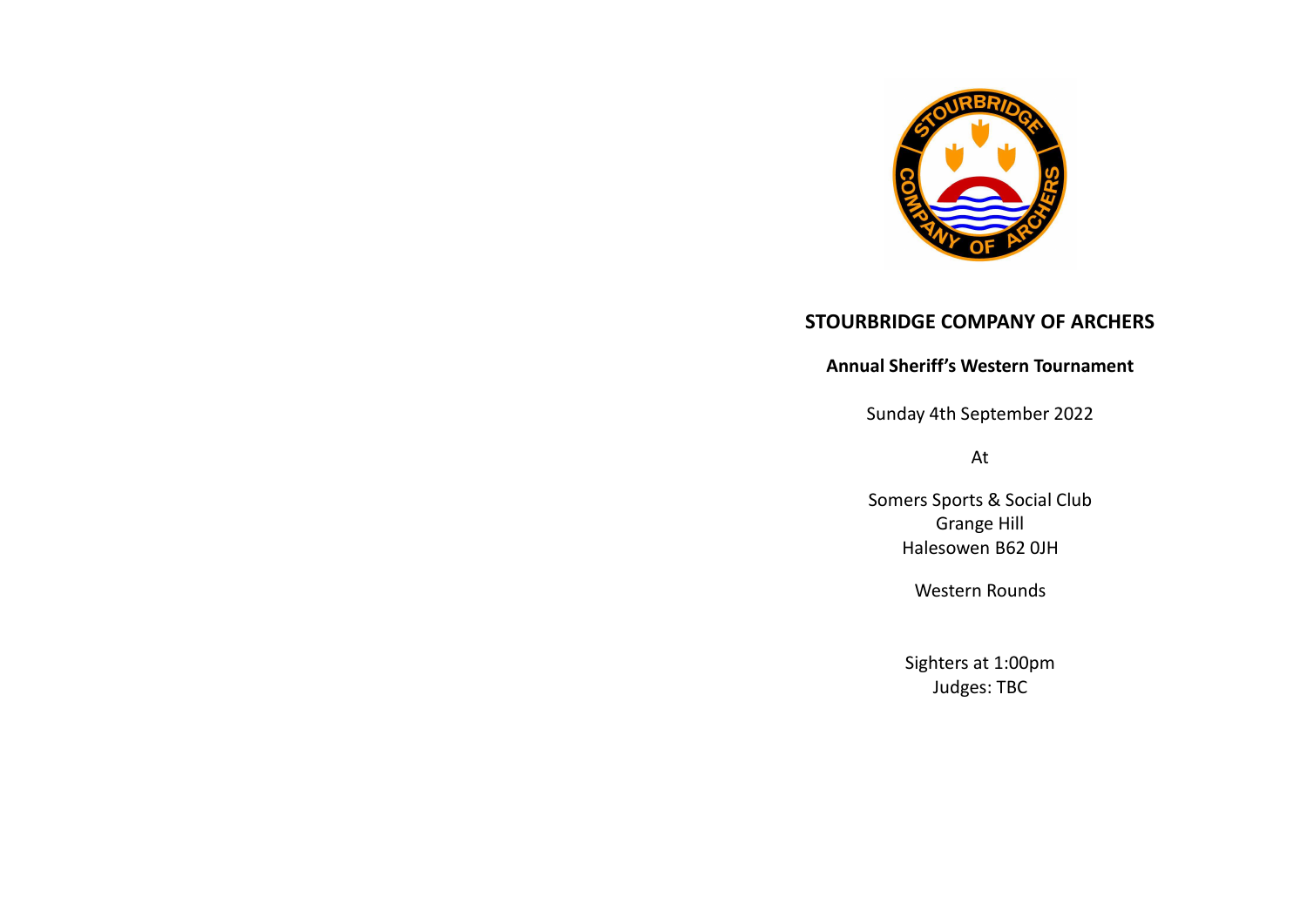# STOURBRIDGE COMPANY OF ARCHERS

**Annual Sheriff's Western Tournament**

Sunday 4th September 2022

At

Somers Sports & Social Club
Grange Hill
Halesowen B62 0JH

Western Rounds

Sighters at 1:00pm
Judges: TBC